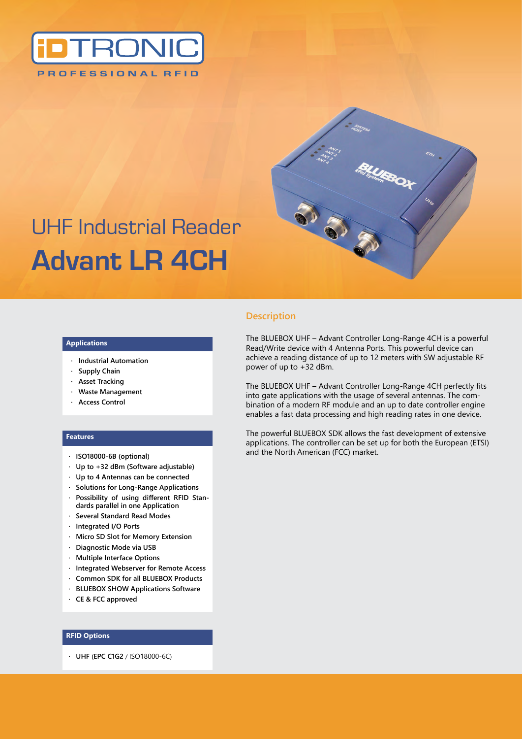iDTRONIC

PROFESSIONAL RFID

# UHF Industrial Reader
# Advant LR 4CH

## Description

The BLUEBOX UHF – Advant Controller Long-Range 4CH is a powerful Read/Write device with 4 Antenna Ports. This powerful device can achieve a reading distance of up to 12 meters with SW adjustable RF power of up to +32 dBm.

The BLUEBOX UHF – Advant Controller Long-Range 4CH perfectly fits into gate applications with the usage of several antennas. The combination of a modern RF module and an up to date controller engine enables a fast data processing and high reading rates in one device.

The powerful BLUEBOX SDK allows the fast development of extensive applications. The controller can be set up for both the European (ETSI) and the North American (FCC) market.

### Applications

- **Industrial Automation**
- **Supply Chain**
- **Asset Tracking**
- **Waste Management**
- **Access Control**

### Features

- **ISO18000-6B (optional)**
- **Up to +32 dBm (Software adjustable)**
- **Up to 4 Antennas can be connected**
- **Solutions for Long-Range Applications**
- **Possibility of using different RFID Standards parallel in one Application**
- **Several Standard Read Modes**
- **Integrated I/O Ports**
- **Micro SD Slot for Memory Extension**
- **Diagnostic Mode via USB**
- **Multiple Interface Options**
- **Integrated Webserver for Remote Access**
- **Common SDK for all BLUEBOX Products**
- **BLUEBOX SHOW Applications Software**
- **CE & FCC approved**

### RFID Options

- **UHF** (**EPC C1G2** / ISO18000-6C)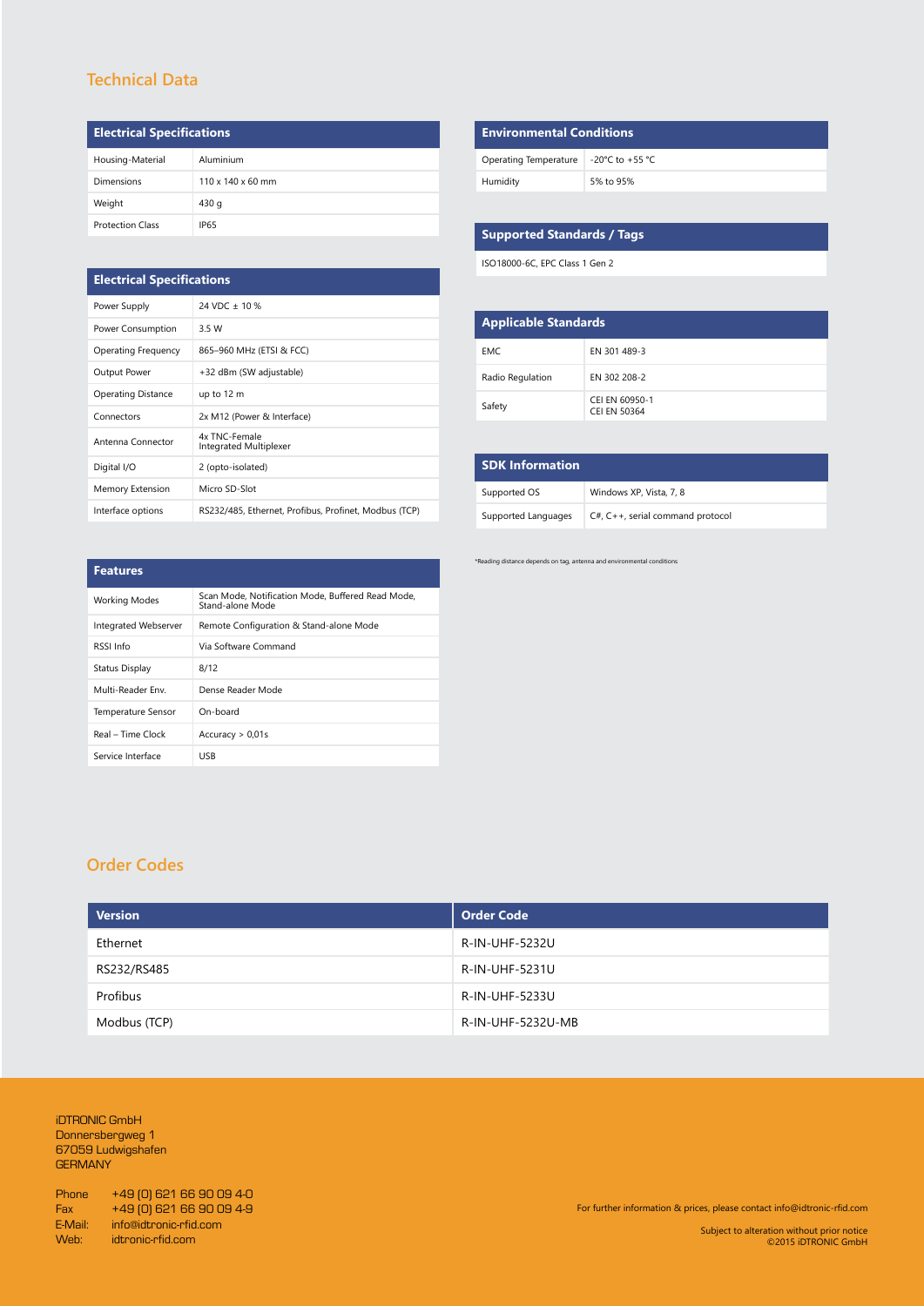## Technical Data

| Electrical Specifications | |
|---|---|
| Housing-Material | Aluminium |
| Dimensions | 110 x 140 x 60 mm |
| Weight | 430 g |
| Protection Class | IP65 |

| Electrical Specifications | |
|---|---|
| Power Supply | 24 VDC ± 10 % |
| Power Consumption | 3.5 W |
| Operating Frequency | 865–960 MHz (ETSI & FCC) |
| Output Power | +32 dBm (SW adjustable) |
| Operating Distance | up to 12 m |
| Connectors | 2x M12 (Power & Interface) |
| Antenna Connector | 4x TNC-Female<br>Integrated Multiplexer |
| Digital I/O | 2 (opto-isolated) |
| Memory Extension | Micro SD-Slot |
| Interface options | RS232/485, Ethernet, Profibus, Profinet, Modbus (TCP) |

| Features | |
|---|---|
| Working Modes | Scan Mode, Notification Mode, Buffered Read Mode, Stand-alone Mode |
| Integrated Webserver | Remote Configuration & Stand-alone Mode |
| RSSI Info | Via Software Command |
| Status Display | 8/12 |
| Multi-Reader Env. | Dense Reader Mode |
| Temperature Sensor | On-board |
| Real – Time Clock | Accuracy > 0,01s |
| Service Interface | USB |

| Environmental Conditions | |
|---|---|
| Operating Temperature | -20°C to +55 °C |
| Humidity | 5% to 95% |

| Supported Standards / Tags |
|---|
| ISO18000-6C, EPC Class 1 Gen 2 |

| Applicable Standards | |
|---|---|
| EMC | EN 301 489-3 |
| Radio Regulation | EN 302 208-2 |
| Safety | CEI EN 60950-1<br>CEI EN 50364 |

| SDK Information | |
|---|---|
| Supported OS | Windows XP, Vista, 7, 8 |
| Supported Languages | C#, C++, serial command protocol |

*Reading distance depends on tag, antenna and environmental conditions

## Order Codes

| Version | Order Code |
|---|---|
| Ethernet | R-IN-UHF-5232U |
| RS232/RS485 | R-IN-UHF-5231U |
| Profibus | R-IN-UHF-5233U |
| Modbus (TCP) | R-IN-UHF-5232U-MB |

iDTRONIC GmbH
Donnersbergweg 1
67059 Ludwigshafen
GERMANY

Phone +49 (0) 621 66 90 09 4-0
Fax +49 (0) 621 66 90 09 4-9
E-Mail: info@idtronic-rfid.com
Web: idtronic-rfid.com

For further information & prices, please contact info@idtronic-rfid.com

Subject to alteration without prior notice
©2015 iDTRONIC GmbH